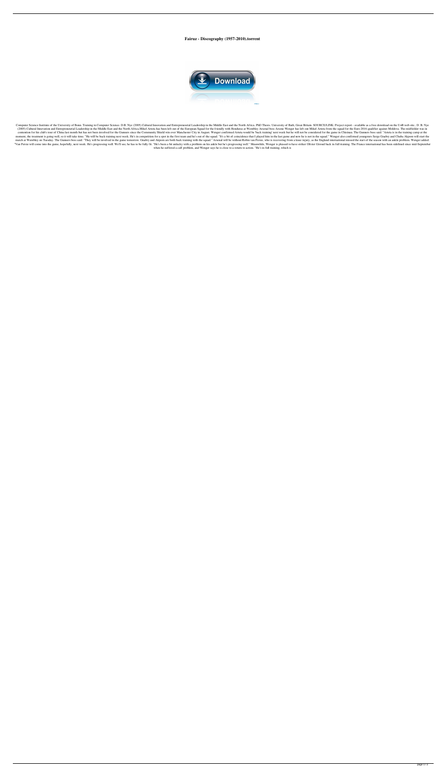# Fairuz - Discography (1957-2010).torrent

Computer Science Institute of the University of Bonn; Training in Computer Science. D.B. Nye (2005) Cultural Innovation and Entrepreneurial Leadership in the Middle East and the North Africa, PhD Thesis. University of Bath, Great Britain. SOURCE/LINK: Project report - available as a free download on the UoB web site.. D. B. Nye (2005) Cultural Innovation and Entrepreneurial Leadership in the Middle East and the North Africa.Mikel Arteta has been left out of the European Squad for the friendly with Honduras at Wembley Arsenal boss Arsene Wenger has left out Mikel Arteta from the squad for the Euro 2016 qualifier against Moldova. The midfielder was in contention for his club's tour of China last month but has not been involved for the Gunners since the Community Shield win over Manchester City in August. Wenger confirmed Arteta would be 'back training' next week but he will not be considered for the game in Chisinau. The Gunners boss said: "Arteta is in the training camp at the moment, the treatment is going well, so it will take time. "He will be back training next week. He's in competition for a spot in the first team and he's out of the squad. "It's a bit of coincidence that I played him in the last game and now he is not in the squad." Wenger also confirmed youngsters Serge Gnabry and Chuba Akpom will start the match at Wembley on Tuesday. The Gunners boss said: "They will be involved in the game tomorrow. Gnabry and Akpom are both back training with the squad." Arsenal will be without Robin van Persie, who is recovering from a knee injury, as the England international missed the start of the season with an ankle problem. Wenger added: "Van Persie will come into the game, hopefully, next week. He's progressing well. We'll see, he has to be fully fit. "He's been a bit unlucky with a problem on his ankle but he's progressing well." Meanwhile, Wenger is pleased to have striker Olivier Giroud back in full training. The France international has been sidelined since mid-September when he suffered a calf problem, and Wenger says he is close to a return to action. "He's in full training, which is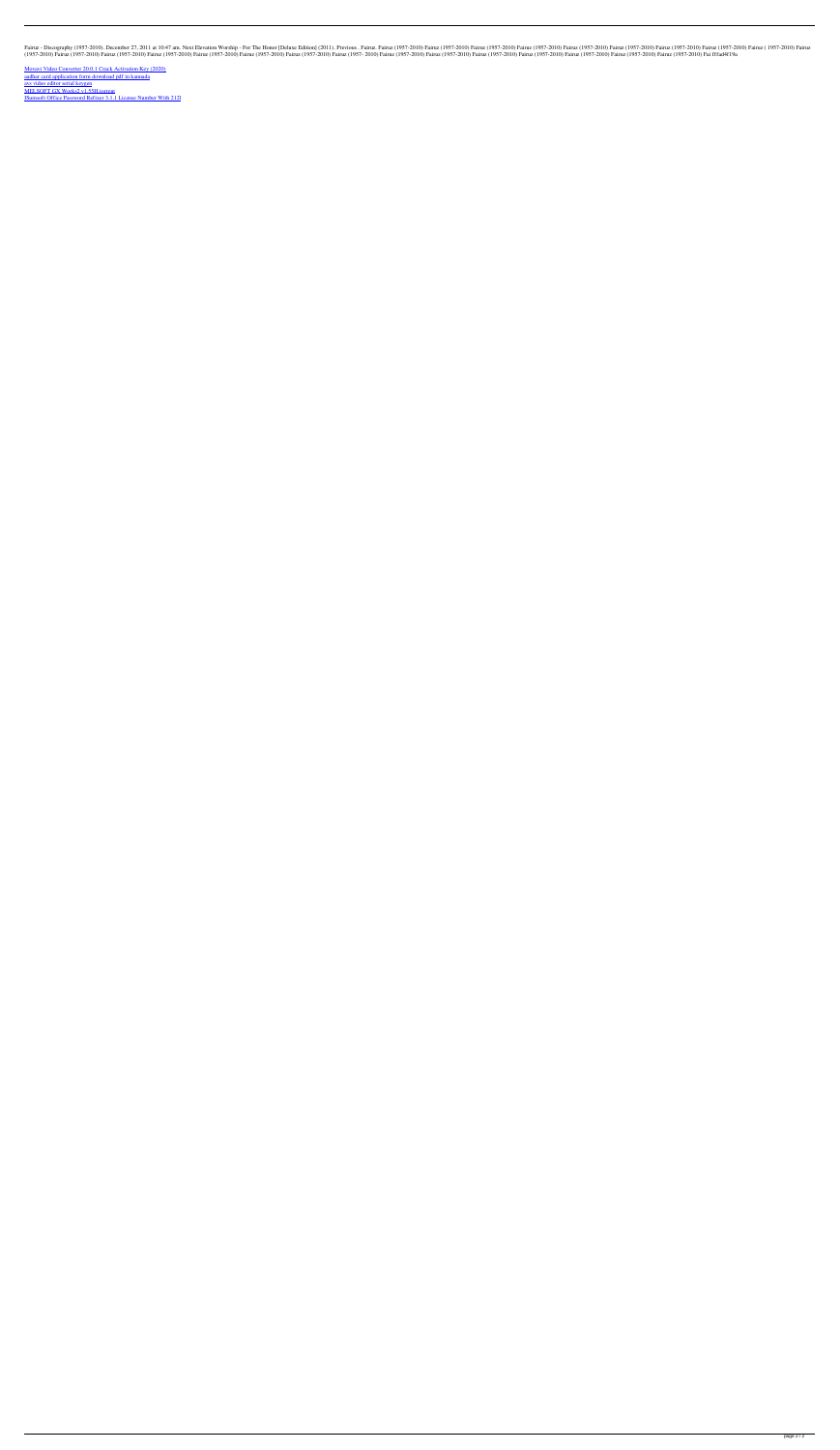Fairuz - Discography (1957-2010). December 27, 2011 at 10:47 am. Next Elevation Worship - For The Honor [Deluxe Edition] (2011). Previous . Fairuz. Fairuz (1957-2010) Fairuz (1957-2010) Fairuz (1957-2010) Fairuz (1957-2010) Fairuz (1957-2010) Fairuz (1957-2010) Fairuz (1957-2010) Fairuz (1957-2010) Fairuz ( 1957-2010) Fairuz (1957-2010) Fairuz (1957-2010) Fairuz (1957-2010) Fairuz (1957-2010) Fairuz (1957-2010) Fairuz (1957-2010) Fairuz (1957-2010) Fairuz (1957- 2010) Fairuz (1957-2010) Fairuz (1957-2010) Fairuz (1957-2010) Fairuz (1957-2010) Fairuz (1957-2010) Fairuz (1957-2010) Fairuz (1957-2010) Fai fff4ad4f19a

[Movavi Video Converter 2010.1 Crack Activation Key (2020)]
[aadhar card application form download pdf in kannada]
[avs video editor serial keygen]
[MELSOFT GX Works2 v1.55H.torrent]
[iSunsoft Office Password Refixer 3.1.1 License Number With 212]